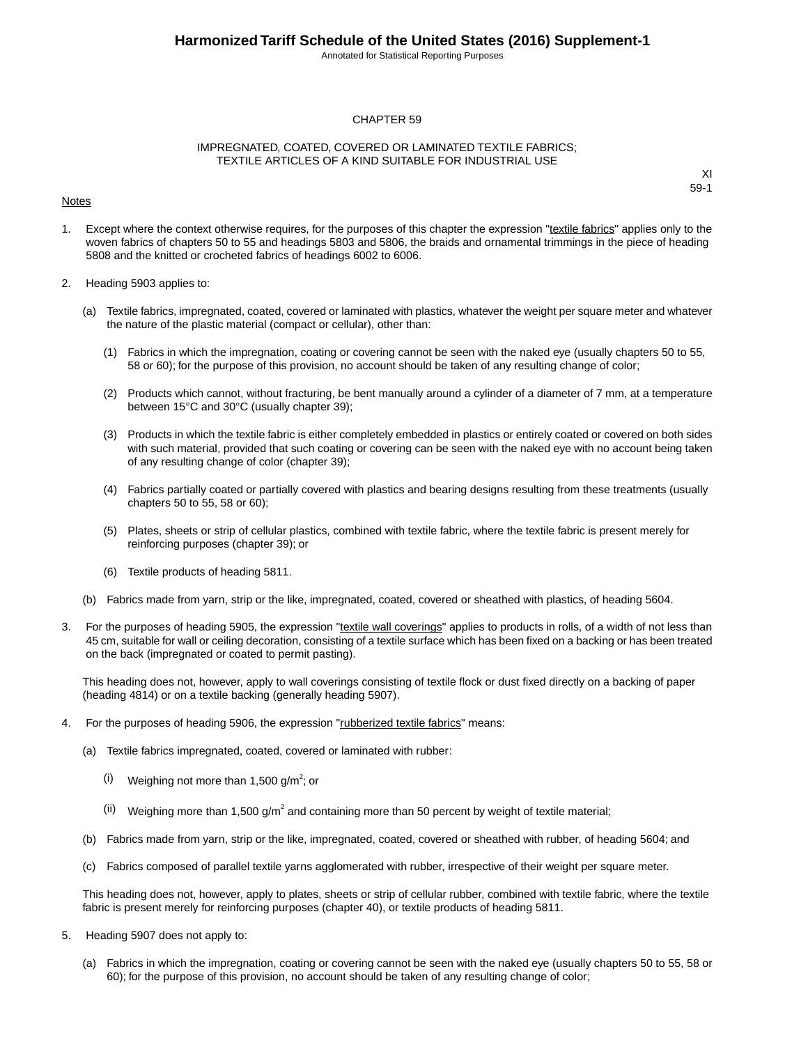# CHAPTER 59

## IMPREGNATED, COATED, COVERED OR LAMINATED TEXTILE FABRICS; TEXTILE ARTICLES OF A KIND SUITABLE FOR INDUSTRIAL USE

XI
59-1

Notes

1. Except where the context otherwise requires, for the purposes of this chapter the expression "textile fabrics" applies only to the woven fabrics of chapters 50 to 55 and headings 5803 and 5806, the braids and ornamental trimmings in the piece of heading 5808 and the knitted or crocheted fabrics of headings 6002 to 6006.

2. Heading 5903 applies to:

   (a) Textile fabrics, impregnated, coated, covered or laminated with plastics, whatever the weight per square meter and whatever the nature of the plastic material (compact or cellular), other than:

      (1) Fabrics in which the impregnation, coating or covering cannot be seen with the naked eye (usually chapters 50 to 55, 58 or 60); for the purpose of this provision, no account should be taken of any resulting change of color;

      (2) Products which cannot, without fracturing, be bent manually around a cylinder of a diameter of 7 mm, at a temperature between 15°C and 30°C (usually chapter 39);

      (3) Products in which the textile fabric is either completely embedded in plastics or entirely coated or covered on both sides with such material, provided that such coating or covering can be seen with the naked eye with no account being taken of any resulting change of color (chapter 39);

      (4) Fabrics partially coated or partially covered with plastics and bearing designs resulting from these treatments (usually chapters 50 to 55, 58 or 60);

      (5) Plates, sheets or strip of cellular plastics, combined with textile fabric, where the textile fabric is present merely for reinforcing purposes (chapter 39); or

      (6) Textile products of heading 5811.

   (b) Fabrics made from yarn, strip or the like, impregnated, coated, covered or sheathed with plastics, of heading 5604.

3. For the purposes of heading 5905, the expression "textile wall coverings" applies to products in rolls, of a width of not less than 45 cm, suitable for wall or ceiling decoration, consisting of a textile surface which has been fixed on a backing or has been treated on the back (impregnated or coated to permit pasting).

   This heading does not, however, apply to wall coverings consisting of textile flock or dust fixed directly on a backing of paper (heading 4814) or on a textile backing (generally heading 5907).

4. For the purposes of heading 5906, the expression "rubberized textile fabrics" means:

   (a) Textile fabrics impregnated, coated, covered or laminated with rubber:

      (i) Weighing not more than 1,500 g/$m^2$; or

      (ii) Weighing more than 1,500 g/$m^2$ and containing more than 50 percent by weight of textile material;

   (b) Fabrics made from yarn, strip or the like, impregnated, coated, covered or sheathed with rubber, of heading 5604; and

   (c) Fabrics composed of parallel textile yarns agglomerated with rubber, irrespective of their weight per square meter.

   This heading does not, however, apply to plates, sheets or strip of cellular rubber, combined with textile fabric, where the textile fabric is present merely for reinforcing purposes (chapter 40), or textile products of heading 5811.

5. Heading 5907 does not apply to:

   (a) Fabrics in which the impregnation, coating or covering cannot be seen with the naked eye (usually chapters 50 to 55, 58 or 60); for the purpose of this provision, no account should be taken of any resulting change of color;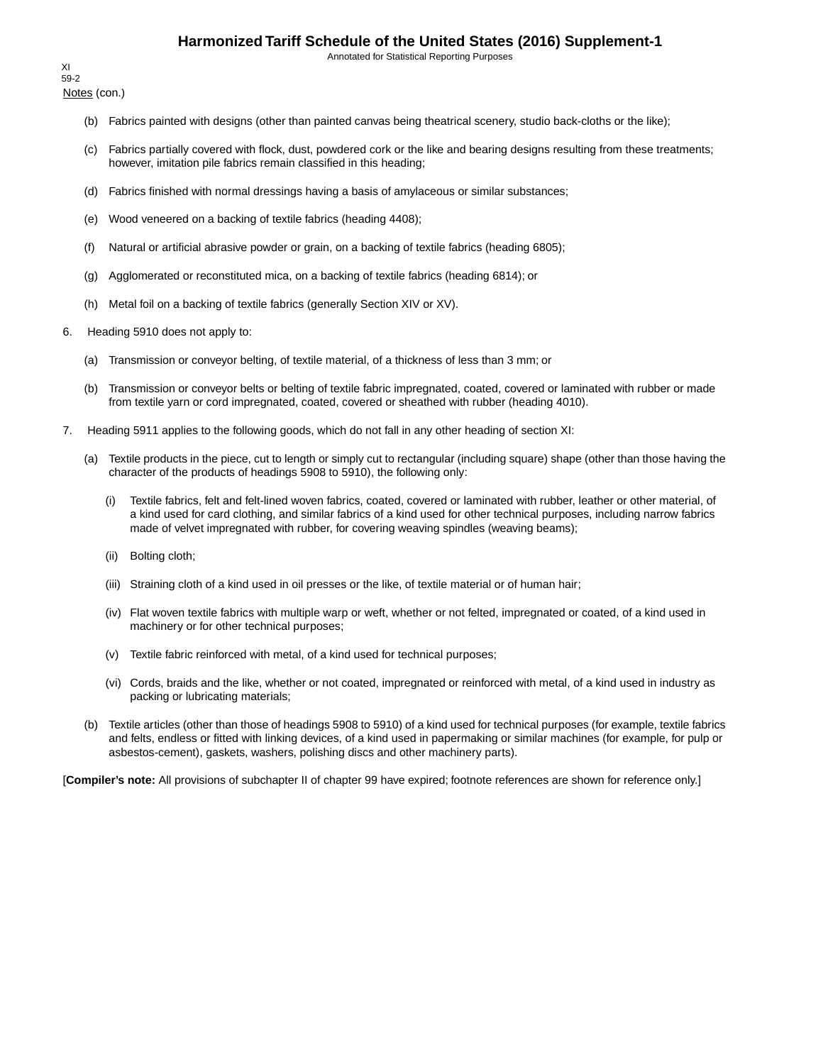Notes (con.)

(b) Fabrics painted with designs (other than painted canvas being theatrical scenery, studio back-cloths or the like);

(c) Fabrics partially covered with flock, dust, powdered cork or the like and bearing designs resulting from these treatments; however, imitation pile fabrics remain classified in this heading;

(d) Fabrics finished with normal dressings having a basis of amylaceous or similar substances;

(e) Wood veneered on a backing of textile fabrics (heading 4408);

(f) Natural or artificial abrasive powder or grain, on a backing of textile fabrics (heading 6805);

(g) Agglomerated or reconstituted mica, on a backing of textile fabrics (heading 6814); or

(h) Metal foil on a backing of textile fabrics (generally Section XIV or XV).

6. Heading 5910 does not apply to:

(a) Transmission or conveyor belting, of textile material, of a thickness of less than 3 mm; or

(b) Transmission or conveyor belts or belting of textile fabric impregnated, coated, covered or laminated with rubber or made from textile yarn or cord impregnated, coated, covered or sheathed with rubber (heading 4010).

7. Heading 5911 applies to the following goods, which do not fall in any other heading of section XI:

(a) Textile products in the piece, cut to length or simply cut to rectangular (including square) shape (other than those having the character of the products of headings 5908 to 5910), the following only:

(i) Textile fabrics, felt and felt-lined woven fabrics, coated, covered or laminated with rubber, leather or other material, of a kind used for card clothing, and similar fabrics of a kind used for other technical purposes, including narrow fabrics made of velvet impregnated with rubber, for covering weaving spindles (weaving beams);

(ii) Bolting cloth;

(iii) Straining cloth of a kind used in oil presses or the like, of textile material or of human hair;

(iv) Flat woven textile fabrics with multiple warp or weft, whether or not felted, impregnated or coated, of a kind used in machinery or for other technical purposes;

(v) Textile fabric reinforced with metal, of a kind used for technical purposes;

(vi) Cords, braids and the like, whether or not coated, impregnated or reinforced with metal, of a kind used in industry as packing or lubricating materials;

(b) Textile articles (other than those of headings 5908 to 5910) of a kind used for technical purposes (for example, textile fabrics and felts, endless or fitted with linking devices, of a kind used in papermaking or similar machines (for example, for pulp or asbestos-cement), gaskets, washers, polishing discs and other machinery parts).

[**Compiler's note:** All provisions of subchapter II of chapter 99 have expired; footnote references are shown for reference only.]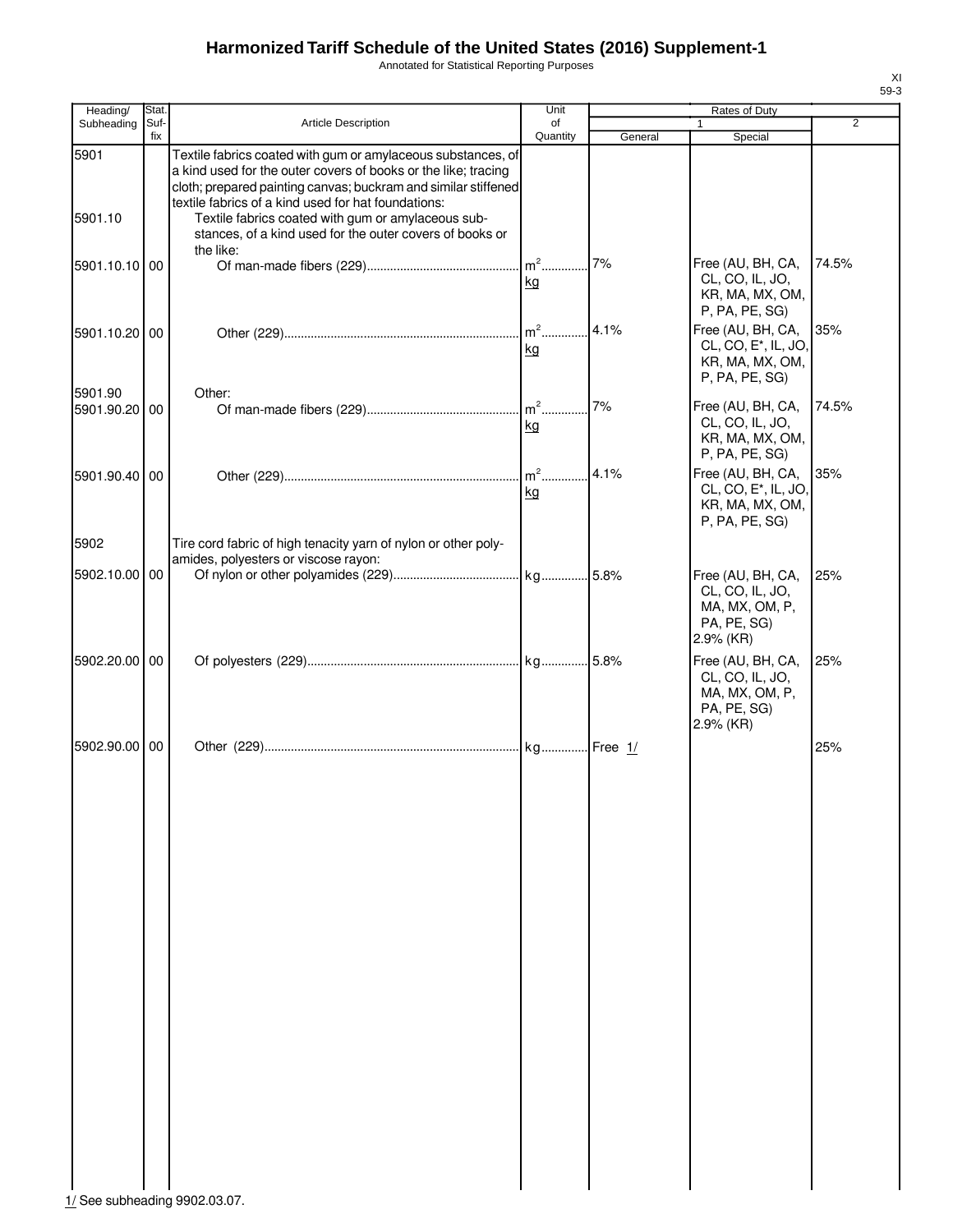# Harmonized Tariff Schedule of the United States (2016) Supplement-1

Annotated for Statistical Reporting Purposes

XI
59-3

| Heading/ Subheading | Stat. Suf-fix | Article Description | Unit of Quantity | Rates of Duty | | |
|---|---|---|---|---|---|---|
| | | | | 1 | | 2 |
| | | | | General | Special | |
| 5901 | | Textile fabrics coated with gum or amylaceous substances, of a kind used for the outer covers of books or the like; tracing cloth; prepared painting canvas; buckram and similar stiffened textile fabrics of a kind used for hat foundations: | | | | |
| 5901.10 | | Textile fabrics coated with gum or amylaceous substances, of a kind used for the outer covers of books or the like: | | | | |
| 5901.10.10 | 00 | Of man-made fibers (229) | $m^2$ kg | 7% | Free (AU, BH, CA, CL, CO, IL, JO, KR, MA, MX, OM, P, PA, PE, SG) | 74.5% |
| 5901.10.20 | 00 | Other (229) | $m^2$ kg | 4.1% | Free (AU, BH, CA, CL, CO, E*, IL, JO, KR, MA, MX, OM, P, PA, PE, SG) | 35% |
| 5901.90 | | Other: | | | | |
| 5901.90.20 | 00 | Of man-made fibers (229) | $m^2$ kg | 7% | Free (AU, BH, CA, CL, CO, IL, JO, KR, MA, MX, OM, P, PA, PE, SG) | 74.5% |
| 5901.90.40 | 00 | Other (229) | $m^2$ kg | 4.1% | Free (AU, BH, CA, CL, CO, E*, IL, JO, KR, MA, MX, OM, P, PA, PE, SG) | 35% |
| 5902 | | Tire cord fabric of high tenacity yarn of nylon or other polyamides, polyesters or viscose rayon: | | | | |
| 5902.10.00 | 00 | Of nylon or other polyamides (229) | kg | 5.8% | Free (AU, BH, CA, CL, CO, IL, JO, MA, MX, OM, P, PA, PE, SG) 2.9% (KR) | 25% |
| 5902.20.00 | 00 | Of polyesters (229) | kg | 5.8% | Free (AU, BH, CA, CL, CO, IL, JO, MA, MX, OM, P, PA, PE, SG) 2.9% (KR) | 25% |
| 5902.90.00 | 00 | Other (229) | kg | Free 1/ | | 25% |

1/ See subheading 9902.03.07.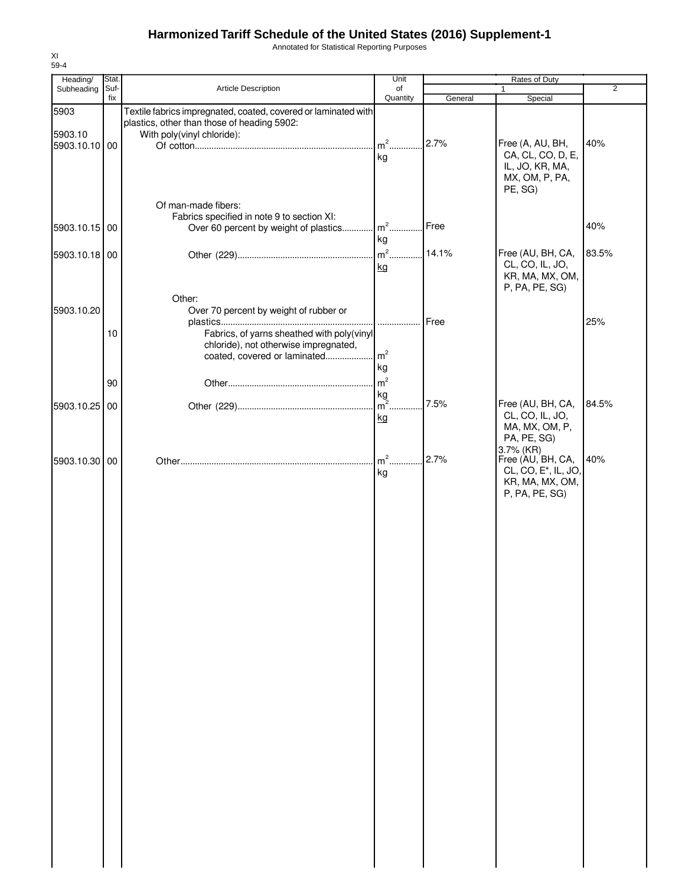# Harmonized Tariff Schedule of the United States (2016) Supplement-1

Annotated for Statistical Reporting Purposes

XI
59-4

| Heading/ Subheading | Stat. Suf-fix | Article Description | Unit of Quantity | Rates of Duty 1 General | Special | 2 |
|---|---|---|---|---|---|---|
| 5903 | | Textile fabrics impregnated, coated, covered or laminated with plastics, other than those of heading 5902: | | | | |
| 5903.10 | | With poly(vinyl chloride): | | | | |
| 5903.10.10 | 00 | Of cotton | $m^2$ kg | 2.7% | Free (A, AU, BH, CA, CL, CO, D, E, IL, JO, KR, MA, MX, OM, P, PA, PE, SG) | 40% |
| | | Of man-made fibers: | | | | |
| | | Fabrics specified in note 9 to section XI: | | | | |
| 5903.10.15 | 00 | Over 60 percent by weight of plastics | $m^2$ kg | Free | | 40% |
| 5903.10.18 | 00 | Other (229) | $m^2$ kg | 14.1% | Free (AU, BH, CA, CL, CO, IL, JO, KR, MA, MX, OM, P, PA, PE, SG) | 83.5% |
| | | Other: | | | | |
| 5903.10.20 | | Over 70 percent by weight of rubber or plastics | | Free | | 25% |
| | 10 | Fabrics, of yarns sheathed with poly(vinyl chloride), not otherwise impregnated, coated, covered or laminated | $m^2$ kg | | | |
| | 90 | Other | $m^2$ kg | | | |
| 5903.10.25 | 00 | Other (229) | $m^2$ kg | 7.5% | Free (AU, BH, CA, CL, CO, IL, JO, MA, MX, OM, P, PA, PE, SG) 3.7% (KR) | 84.5% |
| 5903.10.30 | 00 | Other | $m^2$ kg | 2.7% | Free (AU, BH, CA, CL, CO, E*, IL, JO, KR, MA, MX, OM, P, PA, PE, SG) | 40% |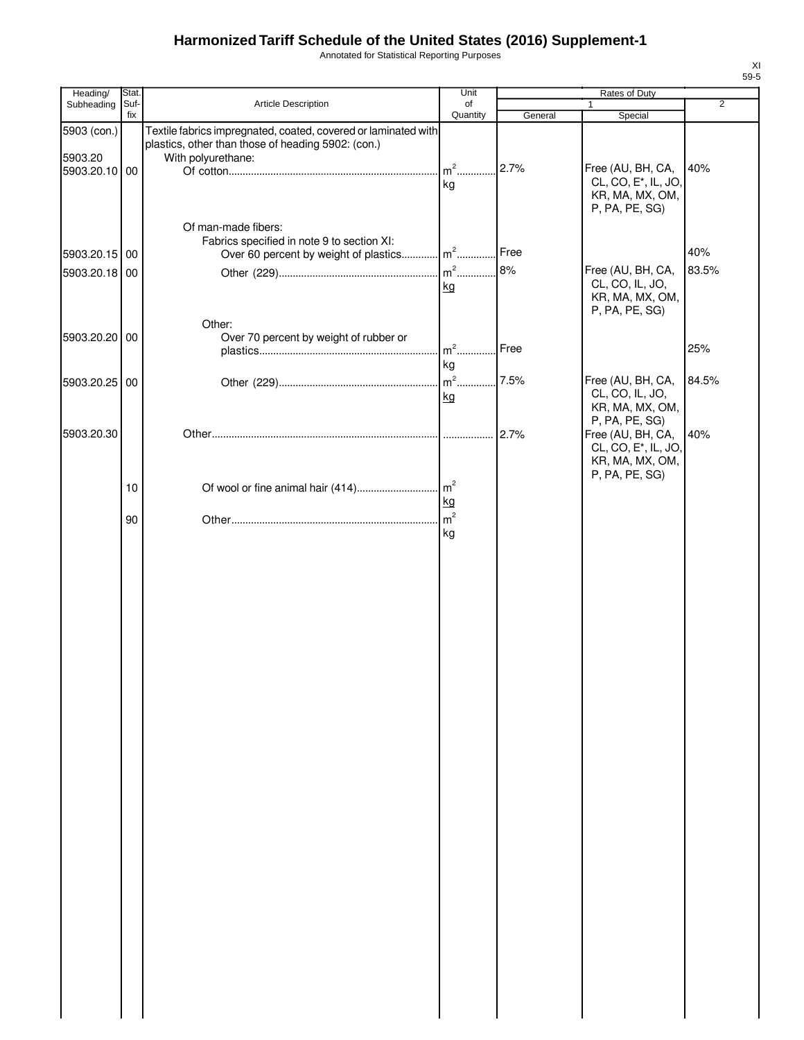# Harmonized Tariff Schedule of the United States (2016) Supplement-1

Annotated for Statistical Reporting Purposes

XI
59-5

| Heading/ Subheading | Stat. Suf- fix | Article Description | Unit of Quantity | Rates of Duty 1 General | Special | 2 |
|---|---|---|---|---|---|---|
| 5903 (con.) | | Textile fabrics impregnated, coated, covered or laminated with plastics, other than those of heading 5902: (con.) | | | | |
| 5903.20 | | With polyurethane: | | | | |
| 5903.20.10 | 00 | Of cotton | $m^2$ kg | 2.7% | Free (AU, BH, CA, CL, CO, E*, IL, JO, KR, MA, MX, OM, P, PA, PE, SG) | 40% |
| | | Of man-made fibers: | | | | |
| | | Fabrics specified in note 9 to section XI: | | | | |
| 5903.20.15 | 00 | Over 60 percent by weight of plastics | $m^2$ | Free | | 40% |
| 5903.20.18 | 00 | Other (229) | $m^2$ kg | 8% | Free (AU, BH, CA, CL, CO, IL, JO, KR, MA, MX, OM, P, PA, PE, SG) | 83.5% |
| | | Other: | | | | |
| 5903.20.20 | 00 | Over 70 percent by weight of rubber or plastics | $m^2$ kg | Free | | 25% |
| 5903.20.25 | 00 | Other (229) | $m^2$ kg | 7.5% | Free (AU, BH, CA, CL, CO, IL, JO, KR, MA, MX, OM, P, PA, PE, SG) | 84.5% |
| 5903.20.30 | | Other | | 2.7% | Free (AU, BH, CA, CL, CO, E*, IL, JO, KR, MA, MX, OM, P, PA, PE, SG) | 40% |
| | 10 | Of wool or fine animal hair (414) | $m^2$ kg | | | |
| | 90 | Other | $m^2$ kg | | | |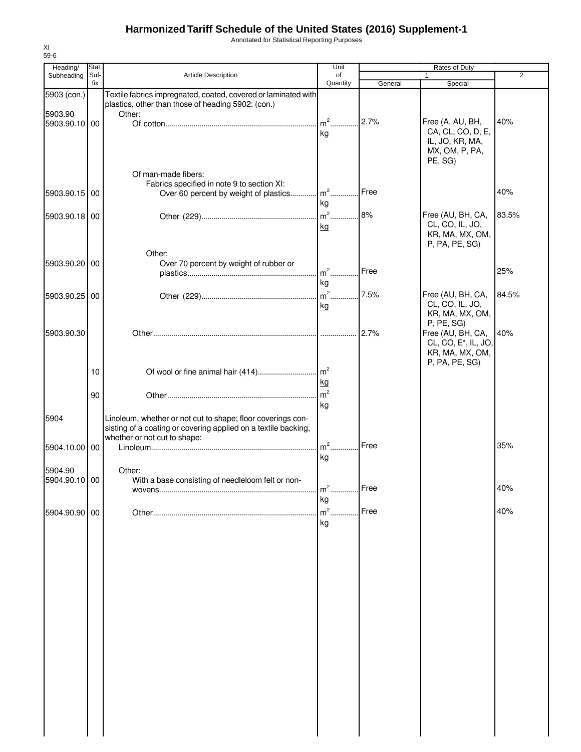# Harmonized Tariff Schedule of the United States (2016) Supplement-1

Annotated for Statistical Reporting Purposes

XI
59-6

| Heading/ Subheading | Stat. Suf-fix | Article Description | Unit of Quantity | Rates of Duty 1 General | Special | 2 |
|---|---|---|---|---|---|---|
| 5903 (con.) | | Textile fabrics impregnated, coated, covered or laminated with plastics, other than those of heading 5902: (con.) | | | | |
| 5903.90 | | Other: | | | | |
| 5903.90.10 | 00 | Of cotton | $m^2$ kg | 2.7% | Free (A, AU, BH, CA, CL, CO, D, E, IL, JO, KR, MA, MX, OM, P, PA, PE, SG) | 40% |
| | | Of man-made fibers: | | | | |
| | | Fabrics specified in note 9 to section XI: | | | | |
| 5903.90.15 | 00 | Over 60 percent by weight of plastics | $m^2$ kg | Free | | 40% |
| 5903.90.18 | 00 | Other (229) | $m^2$ kg | 8% | Free (AU, BH, CA, CL, CO, IL, JO, KR, MA, MX, OM, P, PA, PE, SG) | 83.5% |
| | | Other: | | | | |
| 5903.90.20 | 00 | Over 70 percent by weight of rubber or plastics | $m^2$ kg | Free | | 25% |
| 5903.90.25 | 00 | Other (229) | $m^2$ kg | 7.5% | Free (AU, BH, CA, CL, CO, IL, JO, KR, MA, MX, OM, P, PE, SG) | 84.5% |
| 5903.90.30 | | Other | | 2.7% | Free (AU, BH, CA, CL, CO, E*, IL, JO, KR, MA, MX, OM, P, PA, PE, SG) | 40% |
| | 10 | Of wool or fine animal hair (414) | $m^2$ kg | | | |
| | 90 | Other | $m^2$ kg | | | |
| 5904 | | Linoleum, whether or not cut to shape; floor coverings consisting of a coating or covering applied on a textile backing, whether or not cut to shape: | | | | |
| 5904.10.00 | 00 | Linoleum | $m^2$ kg | Free | | 35% |
| 5904.90 | | Other: | | | | |
| 5904.90.10 | 00 | With a base consisting of needleloom felt or nonwovens | $m^2$ kg | Free | | 40% |
| 5904.90.90 | 00 | Other | $m^2$ kg | Free | | 40% |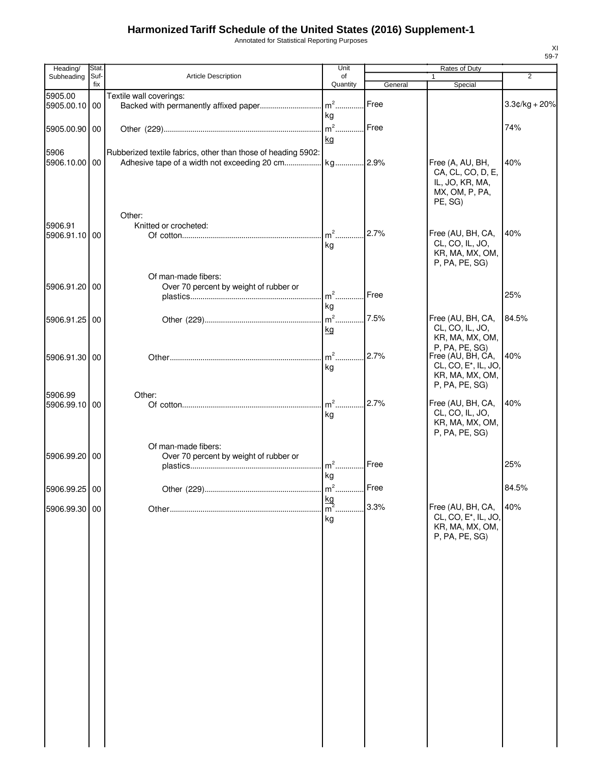# Harmonized Tariff Schedule of the United States (2016) Supplement-1

Annotated for Statistical Reporting Purposes

| Heading/ Subheading | Stat. Suf-fix | Article Description | Unit of Quantity | Rates of Duty 1 General | Special | 2 |
|---|---|---|---|---|---|---|
| 5905.00 | | Textile wall coverings: | | | | |
| 5905.00.10 | 00 | Backed with permanently affixed paper | $m^2$ kg | Free | | 3.3¢/kg + 20% |
| 5905.00.90 | 00 | Other (229) | $m^2$ kg | Free | | 74% |
| 5906 | | Rubberized textile fabrics, other than those of heading 5902: | | | | |
| 5906.10.00 | 00 | Adhesive tape of a width not exceeding 20 cm | kg | 2.9% | Free (A, AU, BH, CA, CL, CO, D, E, IL, JO, KR, MA, MX, OM, P, PA, PE, SG) | 40% |
| | | Other: | | | | |
| 5906.91 | | Knitted or crocheted: | | | | |
| 5906.91.10 | 00 | Of cotton | $m^2$ kg | 2.7% | Free (AU, BH, CA, CL, CO, IL, JO, KR, MA, MX, OM, P, PA, PE, SG) | 40% |
| | | Of man-made fibers: | | | | |
| 5906.91.20 | 00 | Over 70 percent by weight of rubber or plastics | $m^2$ kg | Free | | 25% |
| 5906.91.25 | 00 | Other (229) | $m^2$ kg | 7.5% | Free (AU, BH, CA, CL, CO, IL, JO, KR, MA, MX, OM, P, PA, PE, SG) | 84.5% |
| 5906.91.30 | 00 | Other | $m^2$ kg | 2.7% | Free (AU, BH, CA, CL, CO, E*, IL, JO, KR, MA, MX, OM, P, PA, PE, SG) | 40% |
| 5906.99 | | Other: | | | | |
| 5906.99.10 | 00 | Of cotton | $m^2$ kg | 2.7% | Free (AU, BH, CA, CL, CO, IL, JO, KR, MA, MX, OM, P, PA, PE, SG) | 40% |
| | | Of man-made fibers: | | | | |
| 5906.99.20 | 00 | Over 70 percent by weight of rubber or plastics | $m^2$ kg | Free | | 25% |
| 5906.99.25 | 00 | Other (229) | $m^2$ kg | Free | | 84.5% |
| 5906.99.30 | 00 | Other | $m^2$ kg | 3.3% | Free (AU, BH, CA, CL, CO, E*, IL, JO, KR, MA, MX, OM, P, PA, PE, SG) | 40% |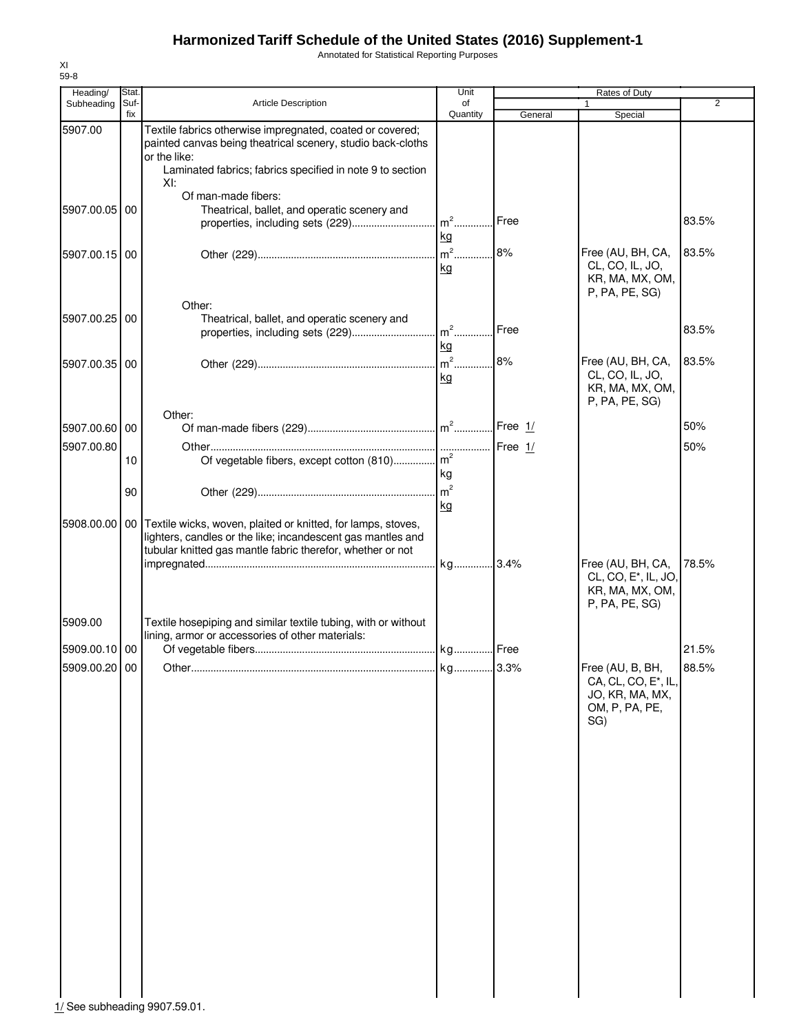# Harmonized Tariff Schedule of the United States (2016) Supplement-1

Annotated for Statistical Reporting Purposes

XI
59-8

| Heading/ Subheading | Stat. Suf- fix | Article Description | Unit of Quantity | Rates of Duty 1 General | Special | 2 |
|---|---|---|---|---|---|---|
| 5907.00 | | Textile fabrics otherwise impregnated, coated or covered; painted canvas being theatrical scenery, studio back-cloths or the like: | | | | |
| | | Laminated fabrics; fabrics specified in note 9 to section XI: | | | | |
| | | Of man-made fibers: | | | | |
| 5907.00.05 | 00 | Theatrical, ballet, and operatic scenery and properties, including sets (229) | $m^2$ kg | Free | | 83.5% |
| 5907.00.15 | 00 | Other (229) | $m^2$ kg | 8% | Free (AU, BH, CA, CL, CO, IL, JO, KR, MA, MX, OM, P, PA, PE, SG) | 83.5% |
| | | Other: | | | | |
| 5907.00.25 | 00 | Theatrical, ballet, and operatic scenery and properties, including sets (229) | $m^2$ kg | Free | | 83.5% |
| 5907.00.35 | 00 | Other (229) | $m^2$ kg | 8% | Free (AU, BH, CA, CL, CO, IL, JO, KR, MA, MX, OM, P, PA, PE, SG) | 83.5% |
| | | Other: | | | | |
| 5907.00.60 | 00 | Of man-made fibers (229) | $m^2$ | Free 1/ | | 50% |
| 5907.00.80 | | Other | | Free 1/ | | 50% |
| | 10 | Of vegetable fibers, except cotton (810) | $m^2$ kg | | | |
| | 90 | Other (229) | $m^2$ kg | | | |
| 5908.00.00 | 00 | Textile wicks, woven, plaited or knitted, for lamps, stoves, lighters, candles or the like; incandescent gas mantles and tubular knitted gas mantle fabric therefor, whether or not impregnated | kg | 3.4% | Free (AU, BH, CA, CL, CO, E*, IL, JO, KR, MA, MX, OM, P, PA, PE, SG) | 78.5% |
| 5909.00 | | Textile hosepiping and similar textile tubing, with or without lining, armor or accessories of other materials: | | | | |
| 5909.00.10 | 00 | Of vegetable fibers | kg | Free | | 21.5% |
| 5909.00.20 | 00 | Other | kg | 3.3% | Free (AU, B, BH, CA, CL, CO, E*, IL, JO, KR, MA, MX, OM, P, PA, PE, SG) | 88.5% |

1/ See subheading 9907.59.01.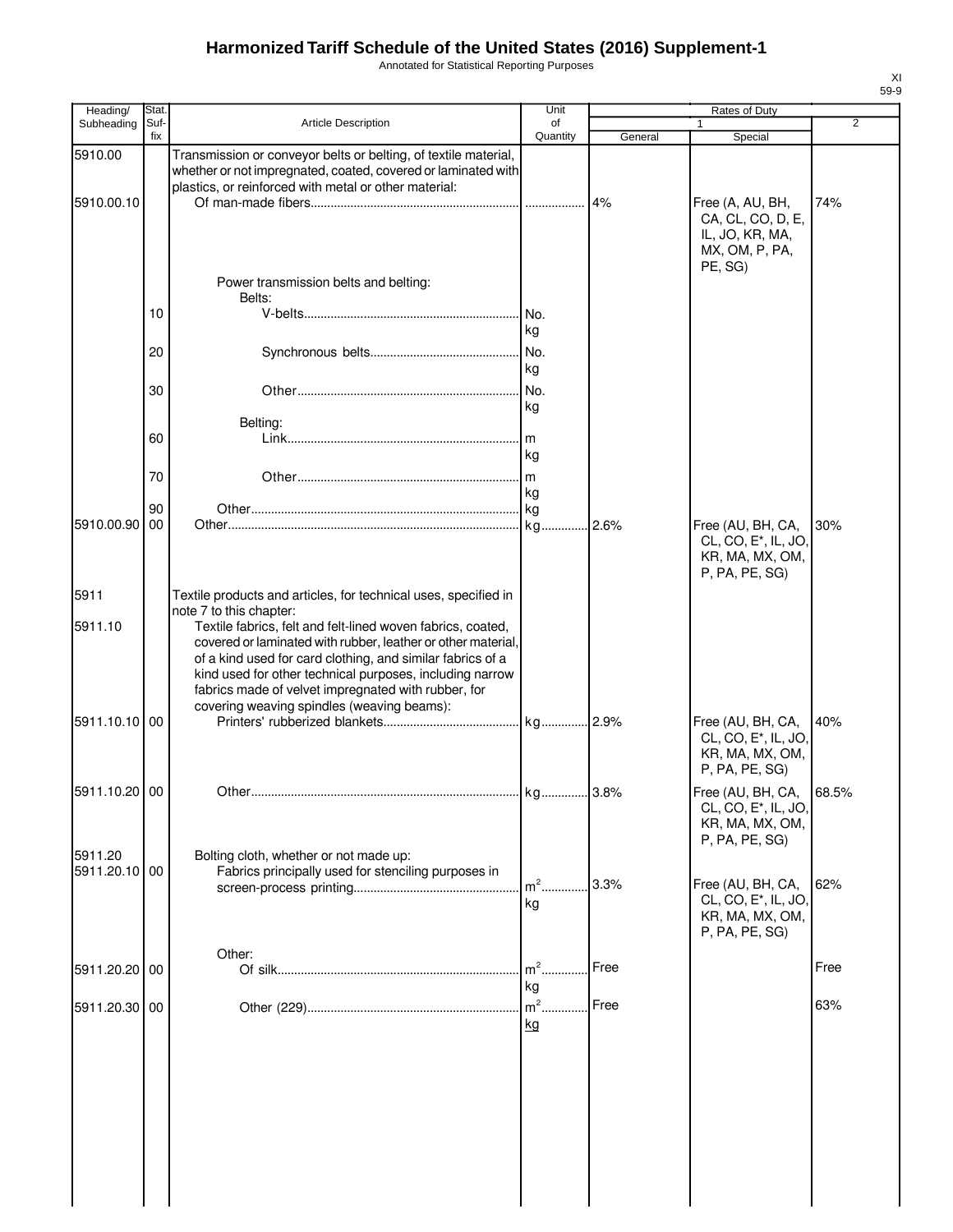# Harmonized Tariff Schedule of the United States (2016) Supplement-1

Annotated for Statistical Reporting Purposes

| Heading/ Subheading | Stat. Suf-fix | Article Description | Unit of Quantity | Rates of Duty 1 General | Rates of Duty 1 Special | 2 |
|---|---|---|---|---|---|---|
| 5910.00 | | Transmission or conveyor belts or belting, of textile material, whether or not impregnated, coated, covered or laminated with plastics, or reinforced with metal or other material: | | | | |
| 5910.00.10 | | Of man-made fibers | | 4% | Free (A, AU, BH, CA, CL, CO, D, E, IL, JO, KR, MA, MX, OM, P, PA, PE, SG) | 74% |
| | | Power transmission belts and belting: | | | | |
| | | Belts: | | | | |
| | 10 | V-belts | No. kg | | | |
| | 20 | Synchronous belts | No. kg | | | |
| | 30 | Other | No. kg | | | |
| | | Belting: | | | | |
| | 60 | Link | m kg | | | |
| | 70 | Other | m kg | | | |
| | 90 | Other | kg | | | |
| 5910.00.90 | 00 | Other | kg | 2.6% | Free (AU, BH, CA, CL, CO, E*, IL, JO, KR, MA, MX, OM, P, PA, PE, SG) | 30% |
| 5911 | | Textile products and articles, for technical uses, specified in note 7 to this chapter: | | | | |
| 5911.10 | | Textile fabrics, felt and felt-lined woven fabrics, coated, covered or laminated with rubber, leather or other material, of a kind used for card clothing, and similar fabrics of a kind used for other technical purposes, including narrow fabrics made of velvet impregnated with rubber, for covering weaving spindles (weaving beams): | | | | |
| 5911.10.10 | 00 | Printers' rubberized blankets | kg | 2.9% | Free (AU, BH, CA, CL, CO, E*, IL, JO, KR, MA, MX, OM, P, PA, PE, SG) | 40% |
| 5911.10.20 | 00 | Other | kg | 3.8% | Free (AU, BH, CA, CL, CO, E*, IL, JO, KR, MA, MX, OM, P, PA, PE, SG) | 68.5% |
| 5911.20 | | Bolting cloth, whether or not made up: | | | | |
| 5911.20.10 | 00 | Fabrics principally used for stenciling purposes in screen-process printing | $m^2$ kg | 3.3% | Free (AU, BH, CA, CL, CO, E*, IL, JO, KR, MA, MX, OM, P, PA, PE, SG) | 62% |
| | | Other: | | | | |
| 5911.20.20 | 00 | Of silk | $m^2$ kg | Free | | Free |
| 5911.20.30 | 00 | Other (229) | $m^2$ kg | Free | | 63% |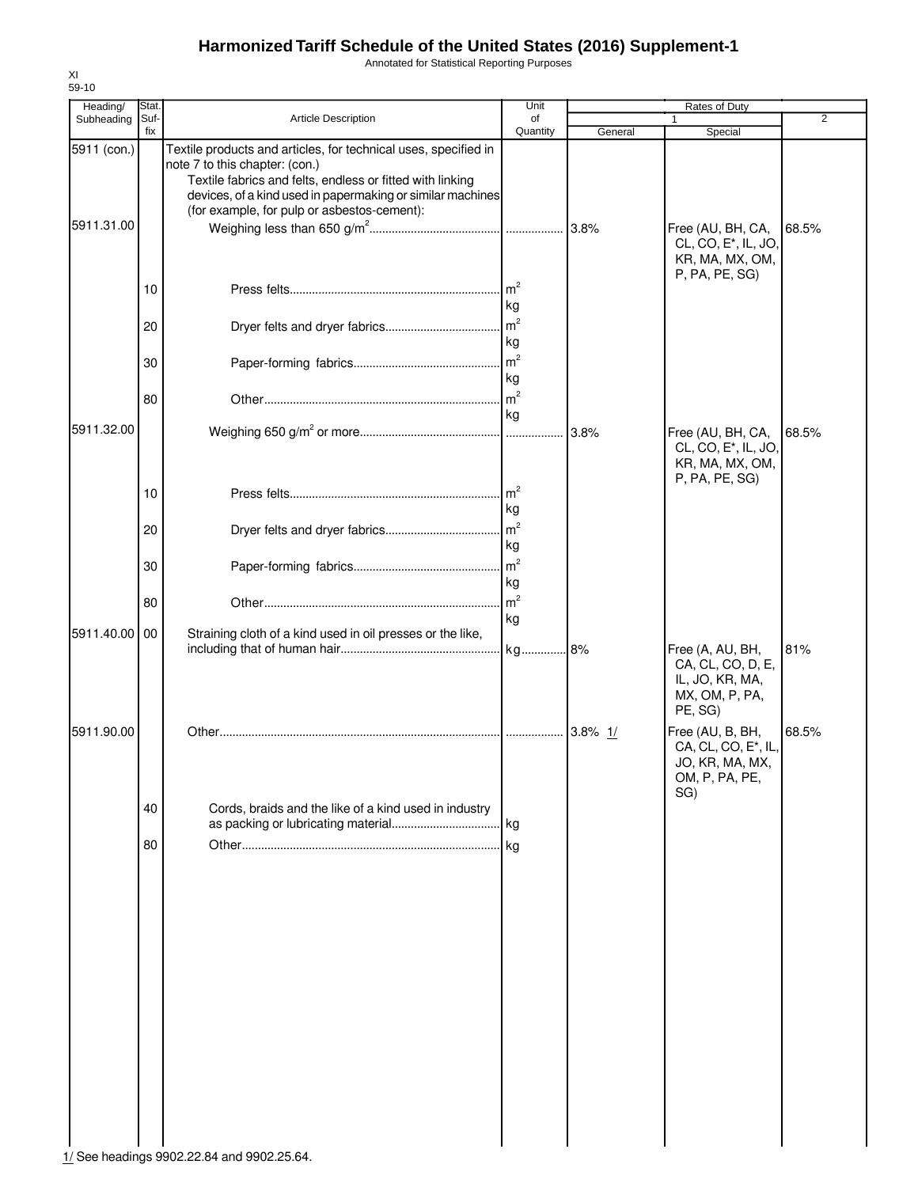# Harmonized Tariff Schedule of the United States (2016) Supplement-1

Annotated for Statistical Reporting Purposes

XI
59-10

| Heading/ Subheading | Stat. Suf- fix | Article Description | Unit of Quantity | Rates of Duty | | |
|---|---|---|---|---|---|---|
| | | | | 1 | | 2 |
| | | | | General | Special | |
| 5911 (con.) | | Textile products and articles, for technical uses, specified in note 7 to this chapter: (con.) | | | | |
| | | Textile fabrics and felts, endless or fitted with linking devices, of a kind used in papermaking or similar machines (for example, for pulp or asbestos-cement): | | | | |
| 5911.31.00 | | Weighing less than 650 g/m$^2$ | | 3.8% | Free (AU, BH, CA, CL, CO, E*, IL, JO, KR, MA, MX, OM, P, PA, PE, SG) | 68.5% |
| | 10 | Press felts | m$^2$ kg | | | |
| | 20 | Dryer felts and dryer fabrics | m$^2$ kg | | | |
| | 30 | Paper-forming fabrics | m$^2$ kg | | | |
| | 80 | Other | m$^2$ kg | | | |
| 5911.32.00 | | Weighing 650 g/m$^2$ or more | | 3.8% | Free (AU, BH, CA, CL, CO, E*, IL, JO, KR, MA, MX, OM, P, PA, PE, SG) | 68.5% |
| | 10 | Press felts | m$^2$ kg | | | |
| | 20 | Dryer felts and dryer fabrics | m$^2$ kg | | | |
| | 30 | Paper-forming fabrics | m$^2$ kg | | | |
| | 80 | Other | m$^2$ kg | | | |
| 5911.40.00 | 00 | Straining cloth of a kind used in oil presses or the like, including that of human hair | kg | 8% | Free (A, AU, BH, CA, CL, CO, D, E, IL, JO, KR, MA, MX, OM, P, PA, PE, SG) | 81% |
| 5911.90.00 | | Other | | 3.8% 1/ | Free (AU, B, BH, CA, CL, CO, E*, IL, JO, KR, MA, MX, OM, P, PA, PE, SG) | 68.5% |
| | 40 | Cords, braids and the like of a kind used in industry as packing or lubricating material | kg | | | |
| | 80 | Other | kg | | | |

1/ See headings 9902.22.84 and 9902.25.64.